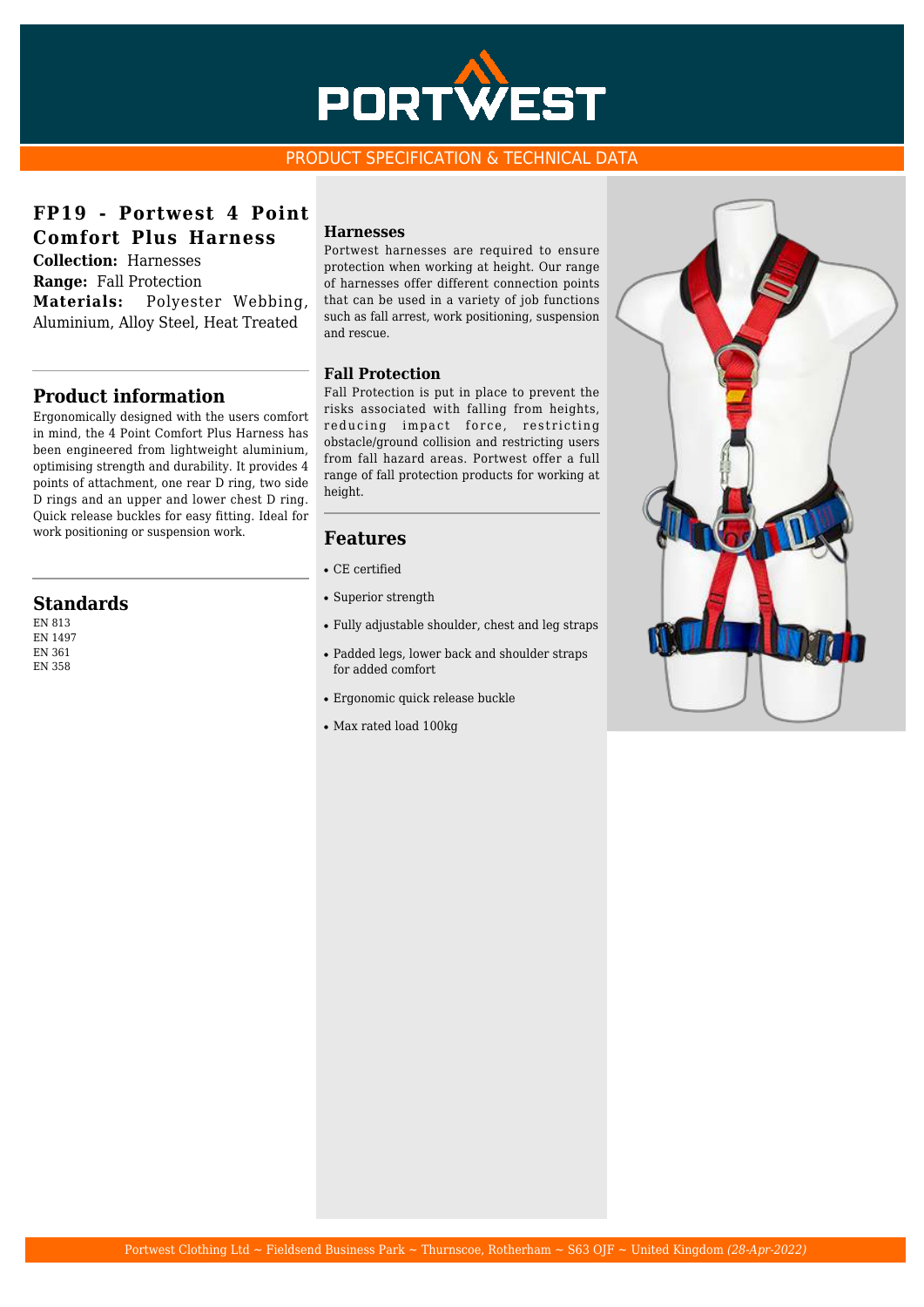PORTWEST

PRODUCT SPECIFICATION & TECHNICAL DATA

# FP19 - Portwest 4 Point Comfort Plus Harness

**Collection:** Harnesses
**Range:** Fall Protection
**Materials:** Polyester Webbing, Aluminium, Alloy Steel, Heat Treated

## Product information

Ergonomically designed with the users comfort in mind, the 4 Point Comfort Plus Harness has been engineered from lightweight aluminium, optimising strength and durability. It provides 4 points of attachment, one rear D ring, two side D rings and an upper and lower chest D ring. Quick release buckles for easy fitting. Ideal for work positioning or suspension work.

## Standards

EN 813
EN 1497
EN 361
EN 358

### Harnesses

Portwest harnesses are required to ensure protection when working at height. Our range of harnesses offer different connection points that can be used in a variety of job functions such as fall arrest, work positioning, suspension and rescue.

### Fall Protection

Fall Protection is put in place to prevent the risks associated with falling from heights, reducing impact force, restricting obstacle/ground collision and restricting users from fall hazard areas. Portwest offer a full range of fall protection products for working at height.

## Features

- CE certified
- Superior strength
- Fully adjustable shoulder, chest and leg straps
- Padded legs, lower back and shoulder straps for added comfort
- Ergonomic quick release buckle
- Max rated load 100kg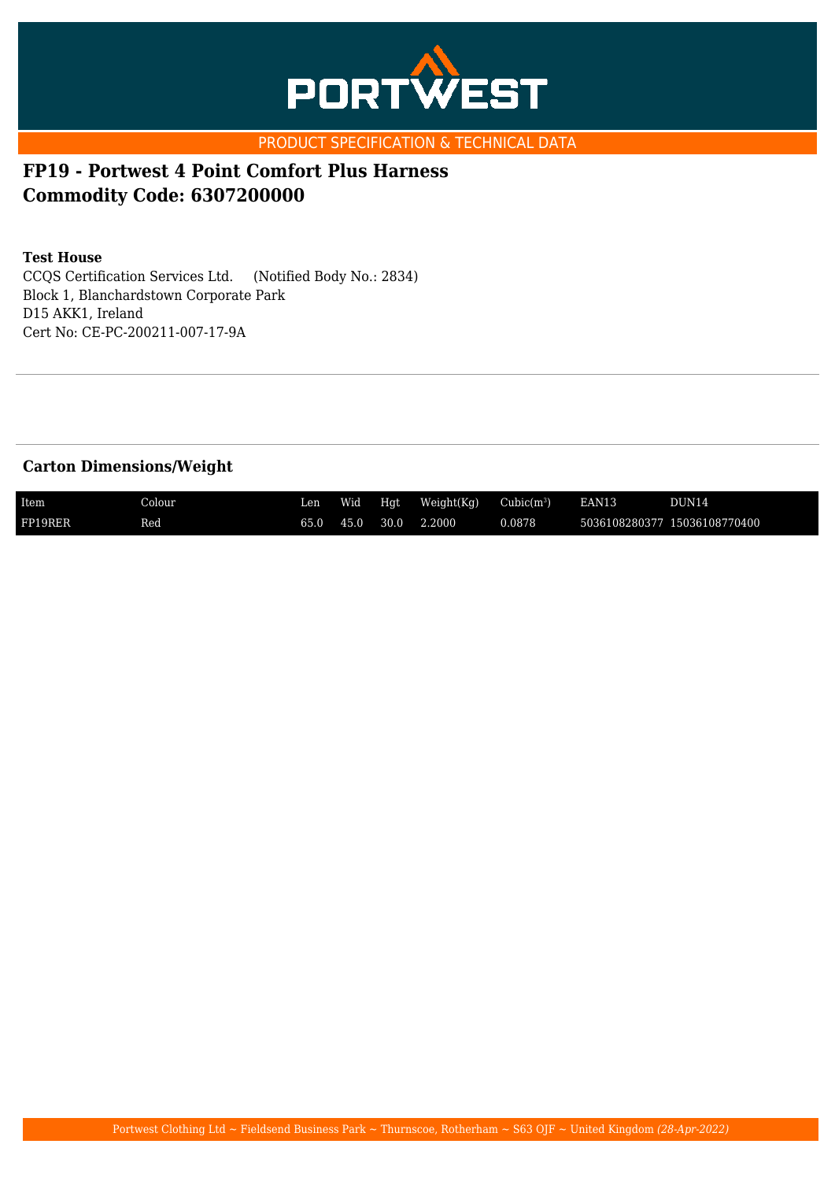# PORTWEST

PRODUCT SPECIFICATION & TECHNICAL DATA

## FP19 - Portwest 4 Point Comfort Plus Harness
## Commodity Code: 6307200000

**Test House**
CCQS Certification Services Ltd. (Notified Body No.: 2834)
Block 1, Blanchardstown Corporate Park
D15 AKK1, Ireland
Cert No: CE-PC-200211-007-17-9A

### Carton Dimensions/Weight

| Item | Colour | Len | Wid | Hgt | Weight(Kg) | Cubic($m^3$) | EAN13 | DUN14 |
|---|---|---|---|---|---|---|---|---|
| FP19RER | Red | 65.0 | 45.0 | 30.0 | 2.2000 | 0.0878 | 5036108280377 | 15036108770400 |

Portwest Clothing Ltd ~ Fieldsend Business Park ~ Thurnscoe, Rotherham ~ S63 0JF ~ United Kingdom *(28-Apr-2022)*